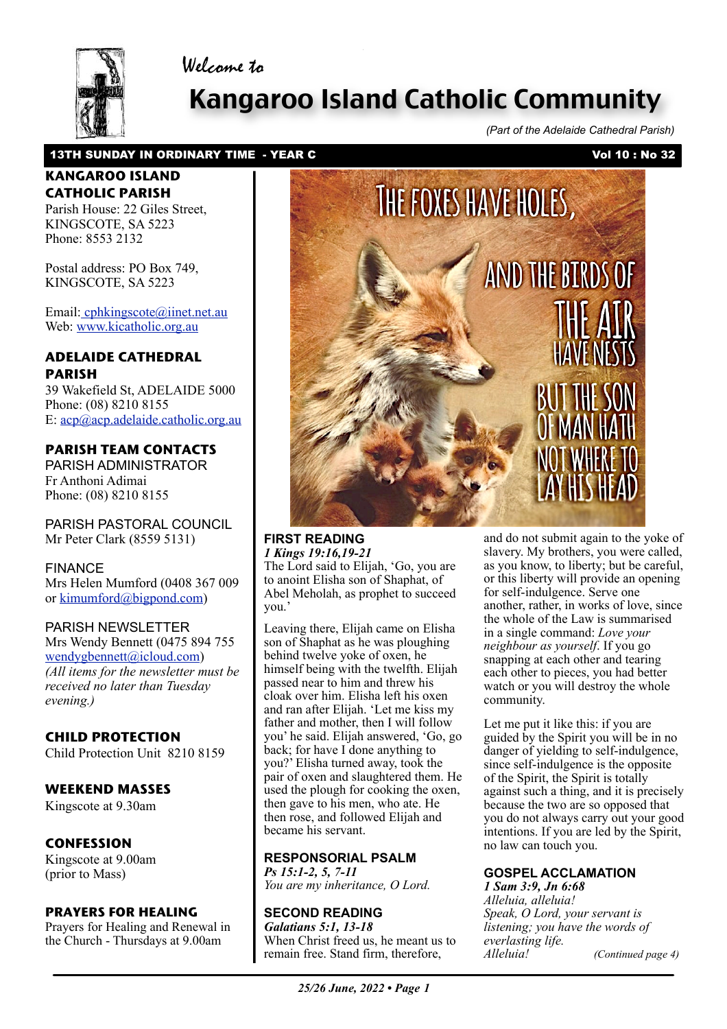Welcome to

# Kangaroo Island Catholic Community

*(Part of the Adelaide Cathedral Parish)*

**13TH SUNDAY IN ORDINARY TIME - YEAR C**

## KANGAROO ISLAND CATHOLIC PARISH

Parish House: 22 Giles Street,
KINGSCOTE, SA 5223
Phone: 8553 2132

Postal address: PO Box 749,
KINGSCOTE, SA 5223

Email: cphkingscote@iinet.net.au
Web: www.kicatholic.org.au

## ADELAIDE CATHEDRAL PARISH

39 Wakefield St, ADELAIDE 5000
Phone: (08) 8210 8155
E: acp@acp.adelaide.catholic.org.au

## PARISH TEAM CONTACTS

PARISH ADMINISTRATOR
Fr Anthoni Adimai
Phone: (08) 8210 8155

PARISH PASTORAL COUNCIL
Mr Peter Clark (8559 5131)

FINANCE
Mrs Helen Mumford (0408 367 009 or kimumford@bigpond.com)

PARISH NEWSLETTER
Mrs Wendy Bennett (0475 894 755 wendygbennett@icloud.com)
*(All items for the newsletter must be received no later than Tuesday evening.)*

## CHILD PROTECTION

Child Protection Unit 8210 8159

## WEEKEND MASSES

Kingscote at 9.30am

## CONFESSION

Kingscote at 9.00am
(prior to Mass)

## PRAYERS FOR HEALING

Prayers for Healing and Renewal in the Church - Thursdays at 9.00am

THE FOXES HAVE HOLES, AND THE BIRDS OF THE AIR HAVE NESTS BUT THE SON OF MAN HATH NOT WHERE TO LAY HIS HEAD

### FIRST READING

***1 Kings 19:16,19-21***

The Lord said to Elijah, 'Go, you are to anoint Elisha son of Shaphat, of Abel Meholah, as prophet to succeed you.'

Leaving there, Elijah came on Elisha son of Shaphat as he was ploughing behind twelve yoke of oxen, he himself being with the twelfth. Elijah passed near to him and threw his cloak over him. Elisha left his oxen and ran after Elijah. 'Let me kiss my father and mother, then I will follow you' he said. Elijah answered, 'Go, go back; for have I done anything to you?' Elisha turned away, took the pair of oxen and slaughtered them. He used the plough for cooking the oxen, then gave to his men, who ate. He then rose, and followed Elijah and became his servant.

### RESPONSORIAL PSALM

***Ps 15:1-2, 5, 7-11***

*You are my inheritance, O Lord.*

### SECOND READING

***Galatians 5:1, 13-18***

When Christ freed us, he meant us to remain free. Stand firm, therefore, and do not submit again to the yoke of slavery. My brothers, you were called, as you know, to liberty; but be careful, or this liberty will provide an opening for self-indulgence. Serve one another, rather, in works of love, since the whole of the Law is summarised in a single command: *Love your neighbour as yourself*. If you go snapping at each other and tearing each other to pieces, you had better watch or you will destroy the whole community.

Let me put it like this: if you are guided by the Spirit you will be in no danger of yielding to self-indulgence, since self-indulgence is the opposite of the Spirit, the Spirit is totally against such a thing, and it is precisely because the two are so opposed that you do not always carry out your good intentions. If you are led by the Spirit, no law can touch you.

### GOSPEL ACCLAMATION

***1 Sam 3:9, Jn 6:68***

*Alleluia, alleluia!*
*Speak, O Lord, your servant is listening; you have the words of everlasting life.*
*Alleluia!*

*(Continued page 4)*

*25/26 June, 2022*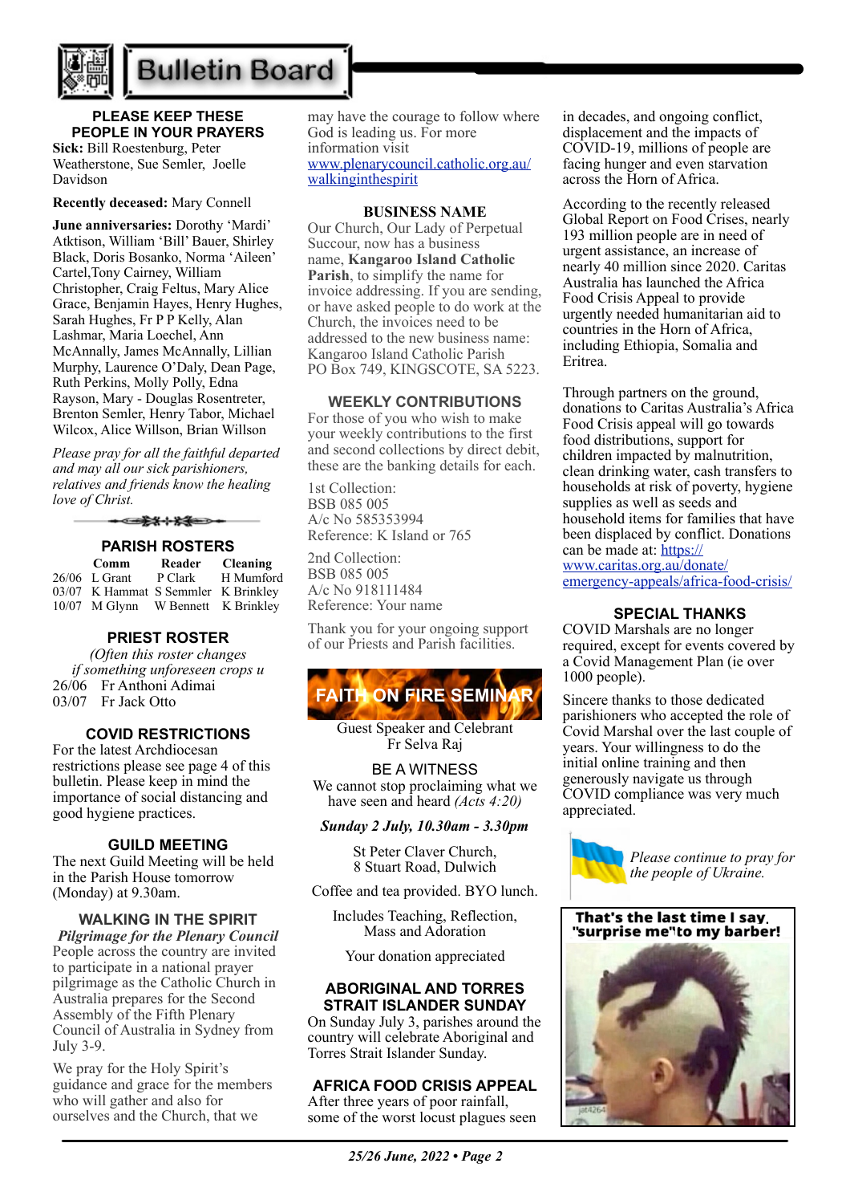# Bulletin Board

## PLEASE KEEP THESE PEOPLE IN YOUR PRAYERS

**Sick:** Bill Roestenburg, Peter Weatherstone, Sue Semler, Joelle Davidson

**Recently deceased:** Mary Connell

**June anniversaries:** Dorothy 'Mardi' Atktison, William 'Bill' Bauer, Shirley Black, Doris Bosanko, Norma 'Aileen' Cartel,Tony Cairney, William Christopher, Craig Feltus, Mary Alice Grace, Benjamin Hayes, Henry Hughes, Sarah Hughes, Fr P P Kelly, Alan Lashmar, Maria Loechel, Ann McAnnally, James McAnnally, Lillian Murphy, Laurence O'Daly, Dean Page, Ruth Perkins, Molly Polly, Edna Rayson, Mary - Douglas Rosentreter, Brenton Semler, Henry Tabor, Michael Wilcox, Alice Willson, Brian Willson

*Please pray for all the faithful departed and may all our sick parishioners, relatives and friends know the healing love of Christ.*

## PARISH ROSTERS

| | Comm | Reader | Cleaning |
|---|---|---|---|
| 26/06 | L Grant | P Clark | H Mumford |
| 03/07 | K Hammat | S Semmler | K Brinkley |
| 10/07 | M Glynn | W Bennett | K Brinkley |

## PRIEST ROSTER

*(Often this roster changes if something unforeseen crops u*

26/06 Fr Anthoni Adimai
03/07 Fr Jack Otto

## COVID RESTRICTIONS

For the latest Archdiocesan restrictions please see page 4 of this bulletin. Please keep in mind the importance of social distancing and good hygiene practices.

## GUILD MEETING

The next Guild Meeting will be held in the Parish House tomorrow (Monday) at 9.30am.

## WALKING IN THE SPIRIT

***Pilgrimage for the Plenary Council***

People across the country are invited to participate in a national prayer pilgrimage as the Catholic Church in Australia prepares for the Second Assembly of the Fifth Plenary Council of Australia in Sydney from July 3-9.

We pray for the Holy Spirit's guidance and grace for the members who will gather and also for ourselves and the Church, that we may have the courage to follow where God is leading us. For more information visit www.plenarycouncil.catholic.org.au/walkinginthespirit

## BUSINESS NAME

Our Church, Our Lady of Perpetual Succour, now has a business name, **Kangaroo Island Catholic Parish**, to simplify the name for invoice addressing. If you are sending, or have asked people to do work at the Church, the invoices need to be addressed to the new business name: Kangaroo Island Catholic Parish PO Box 749, KINGSCOTE, SA 5223.

## WEEKLY CONTRIBUTIONS

For those of you who wish to make your weekly contributions to the first and second collections by direct debit, these are the banking details for each.

1st Collection:
BSB 085 005
A/c No 585353994
Reference: K Island or 765

2nd Collection:
BSB 085 005
A/c No 918111484
Reference: Your name

Thank you for your ongoing support of our Priests and Parish facilities.

## FAITH ON FIRE SEMINAR

Guest Speaker and Celebrant
Fr Selva Raj

BE A WITNESS
We cannot stop proclaiming what we have seen and heard *(Acts 4:20)*

***Sunday 2 July, 10.30am - 3.30pm***

St Peter Claver Church,
8 Stuart Road, Dulwich

Coffee and tea provided. BYO lunch.

Includes Teaching, Reflection, Mass and Adoration

Your donation appreciated

## ABORIGINAL AND TORRES STRAIT ISLANDER SUNDAY

On Sunday July 3, parishes around the country will celebrate Aboriginal and Torres Strait Islander Sunday.

## AFRICA FOOD CRISIS APPEAL

After three years of poor rainfall, some of the worst locust plagues seen in decades, and ongoing conflict, displacement and the impacts of COVID-19, millions of people are facing hunger and even starvation across the Horn of Africa.

According to the recently released Global Report on Food Crises, nearly 193 million people are in need of urgent assistance, an increase of nearly 40 million since 2020. Caritas Australia has launched the Africa Food Crisis Appeal to provide urgently needed humanitarian aid to countries in the Horn of Africa, including Ethiopia, Somalia and Eritrea.

Through partners on the ground, donations to Caritas Australia's Africa Food Crisis appeal will go towards food distributions, support for children impacted by malnutrition, clean drinking water, cash transfers to households at risk of poverty, hygiene supplies as well as seeds and household items for families that have been displaced by conflict. Donations can be made at: https://www.caritas.org.au/donate/emergency-appeals/africa-food-crisis/

## SPECIAL THANKS

COVID Marshals are no longer required, except for events covered by a Covid Management Plan (ie over 1000 people).

Sincere thanks to those dedicated parishioners who accepted the role of Covid Marshal over the last couple of years. Your willingness to do the initial online training and then generously navigate us through COVID compliance was very much appreciated.

*Please continue to pray for the people of Ukraine.*

**That's the last time I say, "surprise me" to my barber!**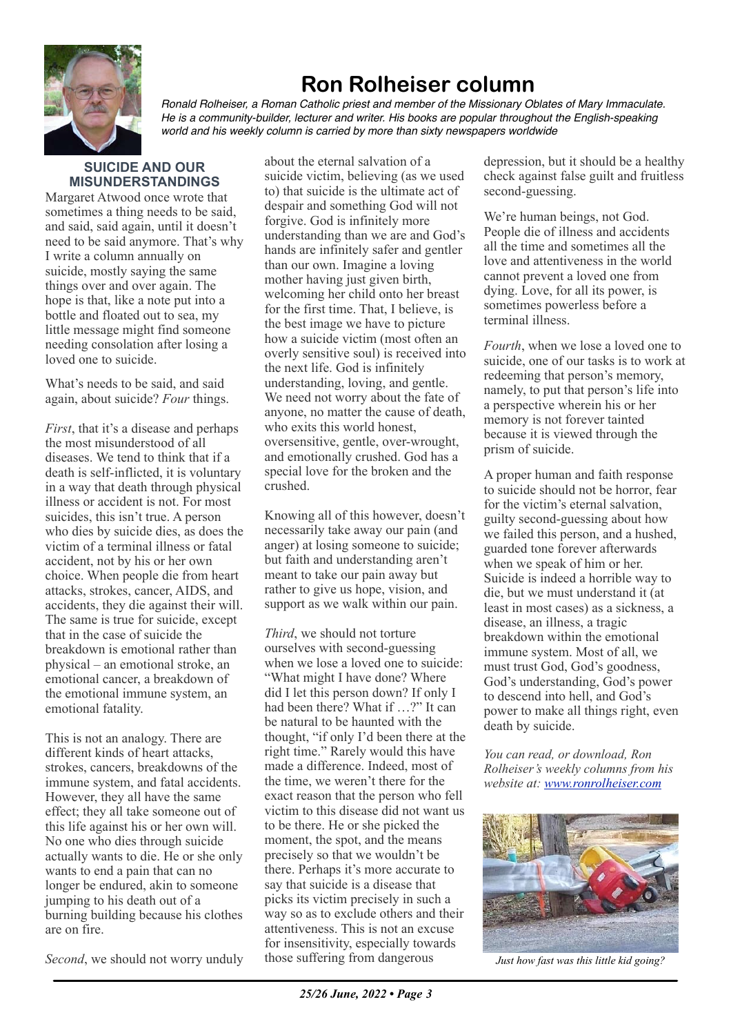# Ron Rolheiser column

*Ronald Rolheiser, a Roman Catholic priest and member of the Missionary Oblates of Mary Immaculate. He is a community-builder, lecturer and writer. His books are popular throughout the English-speaking world and his weekly column is carried by more than sixty newspapers worldwide*

## SUICIDE AND OUR MISUNDERSTANDINGS

Margaret Atwood once wrote that sometimes a thing needs to be said, and said, said again, until it doesn't need to be said anymore. That's why I write a column annually on suicide, mostly saying the same things over and over again. The hope is that, like a note put into a bottle and floated out to sea, my little message might find someone needing consolation after losing a loved one to suicide.

What's needs to be said, and said again, about suicide? *Four* things.

*First*, that it's a disease and perhaps the most misunderstood of all diseases. We tend to think that if a death is self-inflicted, it is voluntary in a way that death through physical illness or accident is not. For most suicides, this isn't true. A person who dies by suicide dies, as does the victim of a terminal illness or fatal accident, not by his or her own choice. When people die from heart attacks, strokes, cancer, AIDS, and accidents, they die against their will. The same is true for suicide, except that in the case of suicide the breakdown is emotional rather than physical – an emotional stroke, an emotional cancer, a breakdown of the emotional immune system, an emotional fatality.

This is not an analogy. There are different kinds of heart attacks, strokes, cancers, breakdowns of the immune system, and fatal accidents. However, they all have the same effect; they all take someone out of this life against his or her own will. No one who dies through suicide actually wants to die. He or she only wants to end a pain that can no longer be endured, akin to someone jumping to his death out of a burning building because his clothes are on fire.

*Second*, we should not worry unduly about the eternal salvation of a suicide victim, believing (as we used to) that suicide is the ultimate act of despair and something God will not forgive. God is infinitely more understanding than we are and God's hands are infinitely safer and gentler than our own. Imagine a loving mother having just given birth, welcoming her child onto her breast for the first time. That, I believe, is the best image we have to picture how a suicide victim (most often an overly sensitive soul) is received into the next life. God is infinitely understanding, loving, and gentle. We need not worry about the fate of anyone, no matter the cause of death, who exits this world honest, oversensitive, gentle, over-wrought, and emotionally crushed. God has a special love for the broken and the crushed.

Knowing all of this however, doesn't necessarily take away our pain (and anger) at losing someone to suicide; but faith and understanding aren't meant to take our pain away but rather to give us hope, vision, and support as we walk within our pain.

*Third*, we should not torture ourselves with second-guessing when we lose a loved one to suicide: "What might I have done? Where did I let this person down? If only I had been there? What if …?" It can be natural to be haunted with the thought, "if only I'd been there at the right time." Rarely would this have made a difference. Indeed, most of the time, we weren't there for the exact reason that the person who fell victim to this disease did not want us to be there. He or she picked the moment, the spot, and the means precisely so that we wouldn't be there. Perhaps it's more accurate to say that suicide is a disease that picks its victim precisely in such a way so as to exclude others and their attentiveness. This is not an excuse for insensitivity, especially towards those suffering from dangerous depression, but it should be a healthy check against false guilt and fruitless second-guessing.

We're human beings, not God. People die of illness and accidents all the time and sometimes all the love and attentiveness in the world cannot prevent a loved one from dying. Love, for all its power, is sometimes powerless before a terminal illness.

*Fourth*, when we lose a loved one to suicide, one of our tasks is to work at redeeming that person's memory, namely, to put that person's life into a perspective wherein his or her memory is not forever tainted because it is viewed through the prism of suicide.

A proper human and faith response to suicide should not be horror, fear for the victim's eternal salvation, guilty second-guessing about how we failed this person, and a hushed, guarded tone forever afterwards when we speak of him or her. Suicide is indeed a horrible way to die, but we must understand it (at least in most cases) as a sickness, a disease, an illness, a tragic breakdown within the emotional immune system. Most of all, we must trust God, God's goodness, God's understanding, God's power to descend into hell, and God's power to make all things right, even death by suicide.

*You can read, or download, Ron Rolheiser's weekly columns from his website at: [www.ronrolheiser.com](http://www.ronrolheiser.com)*

*Just how fast was this little kid going?*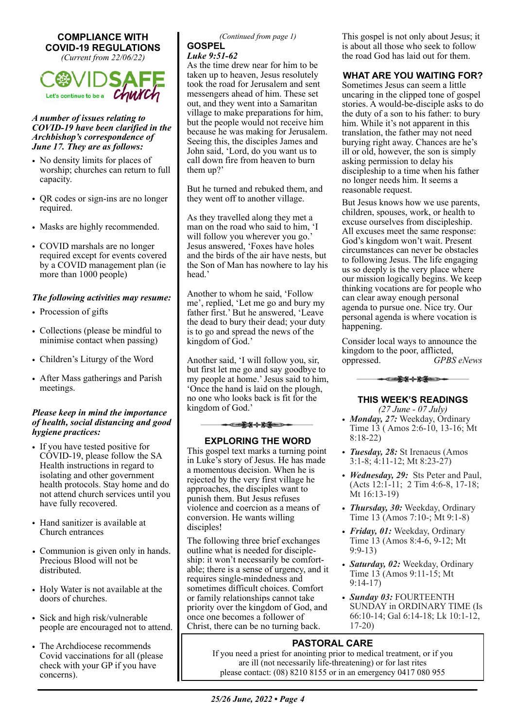## COMPLIANCE WITH COVID-19 REGULATIONS

*(Current from 22/06/22)*

COVIDSAFE Let's continue to be a church

***A number of issues relating to COVID-19 have been clarified in the Archbishop's correspondence of June 17. They are as follows:***

- No density limits for places of worship; churches can return to full capacity.
- QR codes or sign-ins are no longer required.
- Masks are highly recommended.
- COVID marshals are no longer required except for events covered by a COVID management plan (ie more than 1000 people)

***The following activities may resume:***

- Procession of gifts
- Collections (please be mindful to minimise contact when passing)
- Children's Liturgy of the Word
- After Mass gatherings and Parish meetings.

***Please keep in mind the importance of health, social distancing and good hygiene practices:***

- If you have tested positive for COVID-19, please follow the SA Health instructions in regard to isolating and other government health protocols. Stay home and do not attend church services until you have fully recovered.
- Hand sanitizer is available at Church entrances
- Communion is given only in hands. Precious Blood will not be distributed.
- Holy Water is not available at the doors of churches.
- Sick and high risk/vulnerable people are encouraged not to attend.
- The Archdiocese recommends Covid vaccinations for all (please check with your GP if you have concerns).

*(Continued from page 1)*

## GOSPEL

***Luke 9:51-62***

As the time drew near for him to be taken up to heaven, Jesus resolutely took the road for Jerusalem and sent messengers ahead of him. These set out, and they went into a Samaritan village to make preparations for him, but the people would not receive him because he was making for Jerusalem. Seeing this, the disciples James and John said, 'Lord, do you want us to call down fire from heaven to burn them up?'

But he turned and rebuked them, and they went off to another village.

As they travelled along they met a man on the road who said to him, 'I will follow you wherever you go.' Jesus answered, 'Foxes have holes and the birds of the air have nests, but the Son of Man has nowhere to lay his head.'

Another to whom he said, 'Follow me', replied, 'Let me go and bury my father first.' But he answered, 'Leave the dead to bury their dead; your duty is to go and spread the news of the kingdom of God.'

Another said, 'I will follow you, sir, but first let me go and say goodbye to my people at home.' Jesus said to him, 'Once the hand is laid on the plough, no one who looks back is fit for the kingdom of God.'

## EXPLORING THE WORD

This gospel text marks a turning point in Luke's story of Jesus. He has made a momentous decision. When he is rejected by the very first village he approaches, the disciples want to punish them. But Jesus refuses violence and coercion as a means of conversion. He wants willing disciples!

The following three brief exchanges outline what is needed for discipleship: it won't necessarily be comfortable; there is a sense of urgency, and it requires single-mindedness and sometimes difficult choices. Comfort or family relationships cannot take priority over the kingdom of God, and once one becomes a follower of Christ, there can be no turning back.

This gospel is not only about Jesus; it is about all those who seek to follow the road God has laid out for them.

## WHAT ARE YOU WAITING FOR?

Sometimes Jesus can seem a little uncaring in the clipped tone of gospel stories. A would-be-disciple asks to do the duty of a son to his father: to bury him. While it's not apparent in this translation, the father may not need burying right away. Chances are he's ill or old, however, the son is simply asking permission to delay his discipleship to a time when his father no longer needs him. It seems a reasonable request.

But Jesus knows how we use parents, children, spouses, work, or health to excuse ourselves from discipleship. All excuses meet the same response: God's kingdom won't wait. Present circumstances can never be obstacles to following Jesus. The life engaging us so deeply is the very place where our mission logically begins. We keep thinking vocations are for people who can clear away enough personal agenda to pursue one. Nice try. Our personal agenda is where vocation is happening.

Consider local ways to announce the kingdom to the poor, afflicted, oppressed. *GPBS eNews*

## THIS WEEK'S READINGS

*(27 June - 07 July)*

- ***Monday, 27:*** Weekday, Ordinary Time 13 ( Amos 2:6-10, 13-16; Mt 8:18-22)
- ***Tuesday, 28:*** St Irenaeus (Amos 3:1-8; 4:11-12; Mt 8:23-27)
- ***Wednesday, 29:*** Sts Peter and Paul, (Acts 12:1-11; 2 Tim 4:6-8, 17-18; Mt 16:13-19)
- ***Thursday, 30:*** Weekday, Ordinary Time 13 (Amos 7:10-; Mt 9:1-8)
- ***Friday, 01:*** Weekday, Ordinary Time 13 (Amos 8:4-6, 9-12; Mt 9:9-13)
- ***Saturday, 02:*** Weekday, Ordinary Time 13 (Amos 9:11-15; Mt 9:14-17)
- ***Sunday 03:*** FOURTEENTH SUNDAY in ORDINARY TIME (Is 66:10-14; Gal 6:14-18; Lk 10:1-12, 17-20)

## PASTORAL CARE

If you need a priest for anointing prior to medical treatment, or if you are ill (not necessarily life-threatening) or for last rites please contact: (08) 8210 8155 or in an emergency 0417 080 955